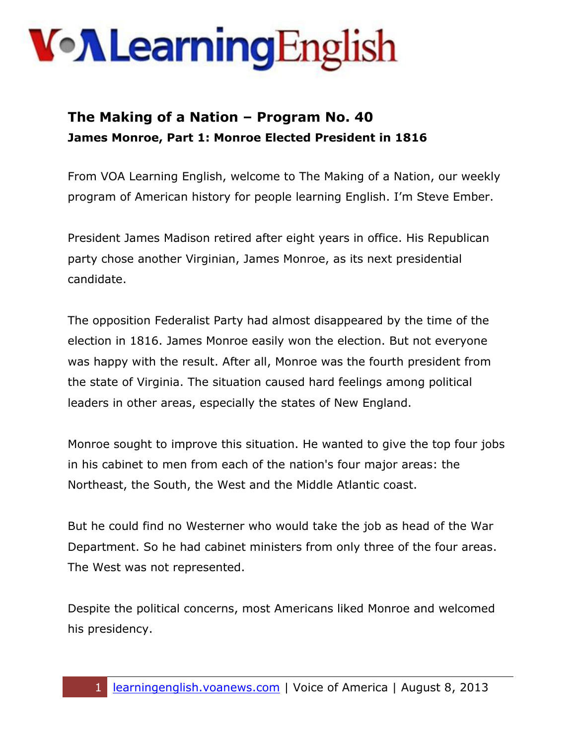# VOA Learning English

## The Making of a Nation – Program No. 40

### James Monroe, Part 1: Monroe Elected President in 1816

From VOA Learning English, welcome to The Making of a Nation, our weekly program of American history for people learning English. I'm Steve Ember.

President James Madison retired after eight years in office. His Republican party chose another Virginian, James Monroe, as its next presidential candidate.

The opposition Federalist Party had almost disappeared by the time of the election in 1816. James Monroe easily won the election. But not everyone was happy with the result. After all, Monroe was the fourth president from the state of Virginia. The situation caused hard feelings among political leaders in other areas, especially the states of New England.

Monroe sought to improve this situation. He wanted to give the top four jobs in his cabinet to men from each of the nation's four major areas: the Northeast, the South, the West and the Middle Atlantic coast.

But he could find no Westerner who would take the job as head of the War Department. So he had cabinet ministers from only three of the four areas. The West was not represented.

Despite the political concerns, most Americans liked Monroe and welcomed his presidency.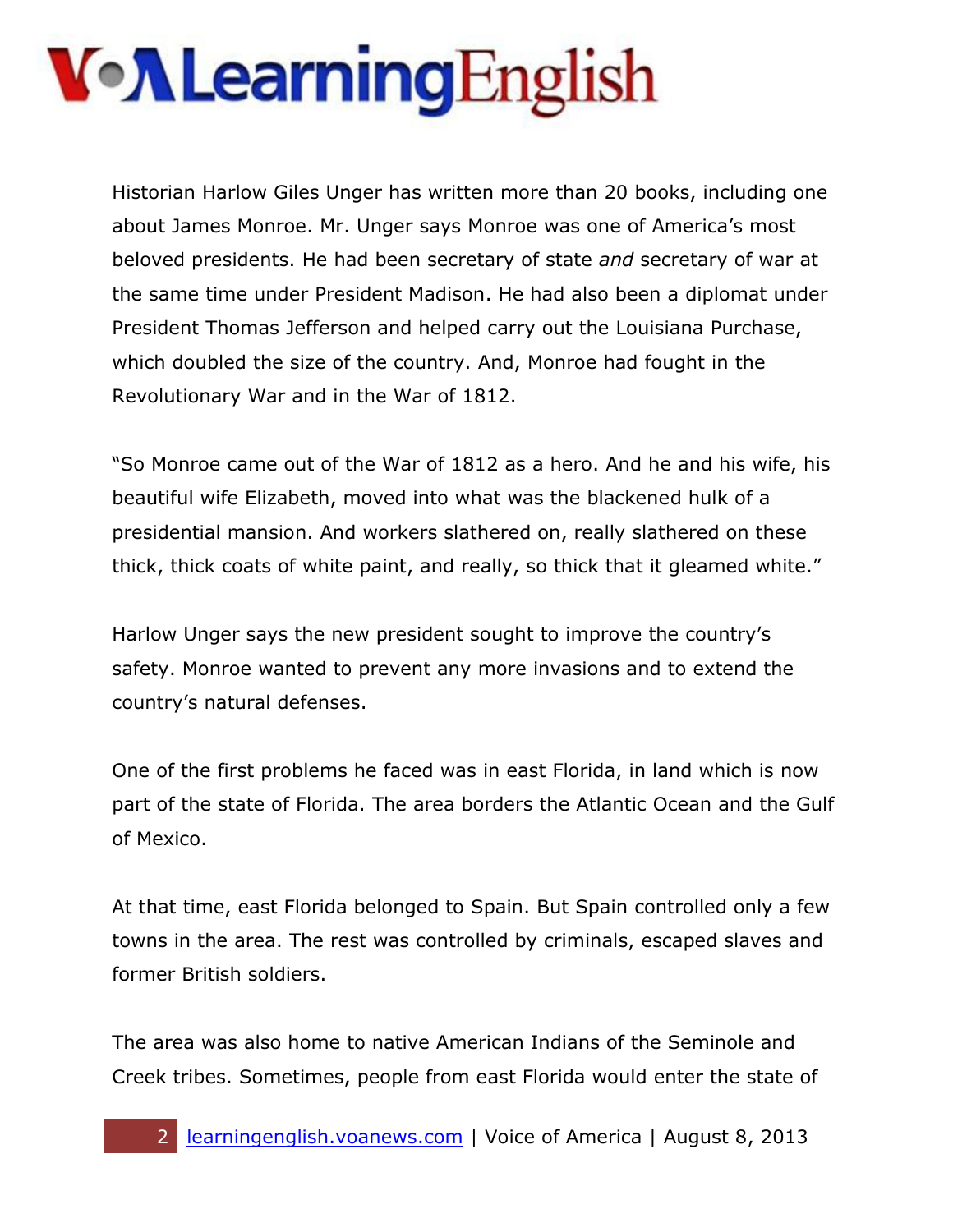Historian Harlow Giles Unger has written more than 20 books, including one about James Monroe. Mr. Unger says Monroe was one of America's most beloved presidents. He had been secretary of state *and* secretary of war at the same time under President Madison. He had also been a diplomat under President Thomas Jefferson and helped carry out the Louisiana Purchase, which doubled the size of the country. And, Monroe had fought in the Revolutionary War and in the War of 1812.

"So Monroe came out of the War of 1812 as a hero. And he and his wife, his beautiful wife Elizabeth, moved into what was the blackened hulk of a presidential mansion. And workers slathered on, really slathered on these thick, thick coats of white paint, and really, so thick that it gleamed white."

Harlow Unger says the new president sought to improve the country's safety. Monroe wanted to prevent any more invasions and to extend the country's natural defenses.

One of the first problems he faced was in east Florida, in land which is now part of the state of Florida. The area borders the Atlantic Ocean and the Gulf of Mexico.

At that time, east Florida belonged to Spain. But Spain controlled only a few towns in the area. The rest was controlled by criminals, escaped slaves and former British soldiers.

The area was also home to native American Indians of the Seminole and Creek tribes. Sometimes, people from east Florida would enter the state of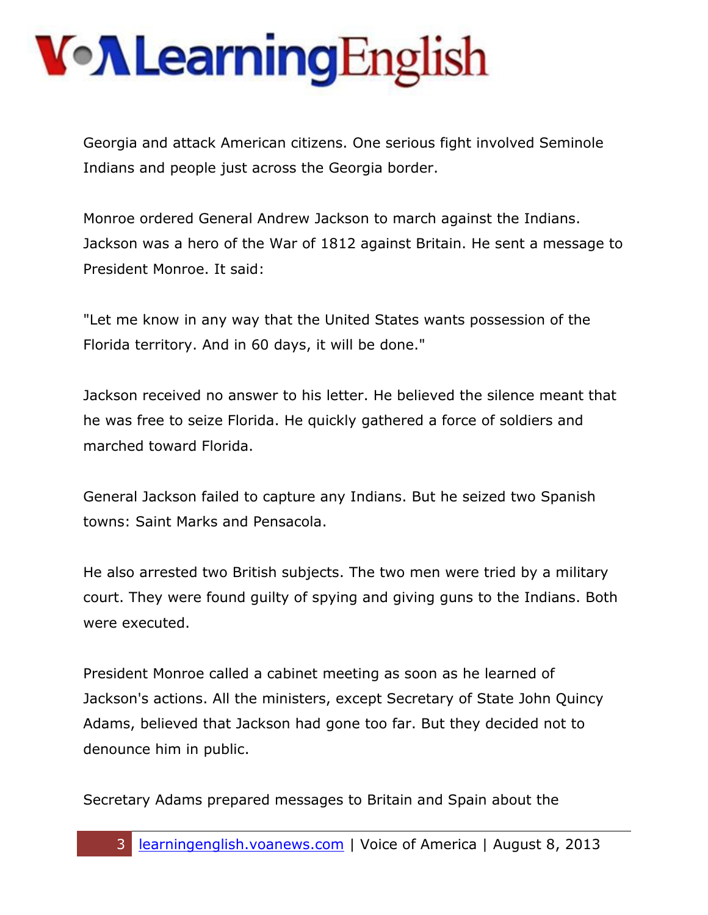Georgia and attack American citizens. One serious fight involved Seminole Indians and people just across the Georgia border.

Monroe ordered General Andrew Jackson to march against the Indians. Jackson was a hero of the War of 1812 against Britain. He sent a message to President Monroe. It said:

"Let me know in any way that the United States wants possession of the Florida territory. And in 60 days, it will be done."

Jackson received no answer to his letter. He believed the silence meant that he was free to seize Florida. He quickly gathered a force of soldiers and marched toward Florida.

General Jackson failed to capture any Indians. But he seized two Spanish towns: Saint Marks and Pensacola.

He also arrested two British subjects. The two men were tried by a military court. They were found guilty of spying and giving guns to the Indians. Both were executed.

President Monroe called a cabinet meeting as soon as he learned of Jackson's actions. All the ministers, except Secretary of State John Quincy Adams, believed that Jackson had gone too far. But they decided not to denounce him in public.

Secretary Adams prepared messages to Britain and Spain about the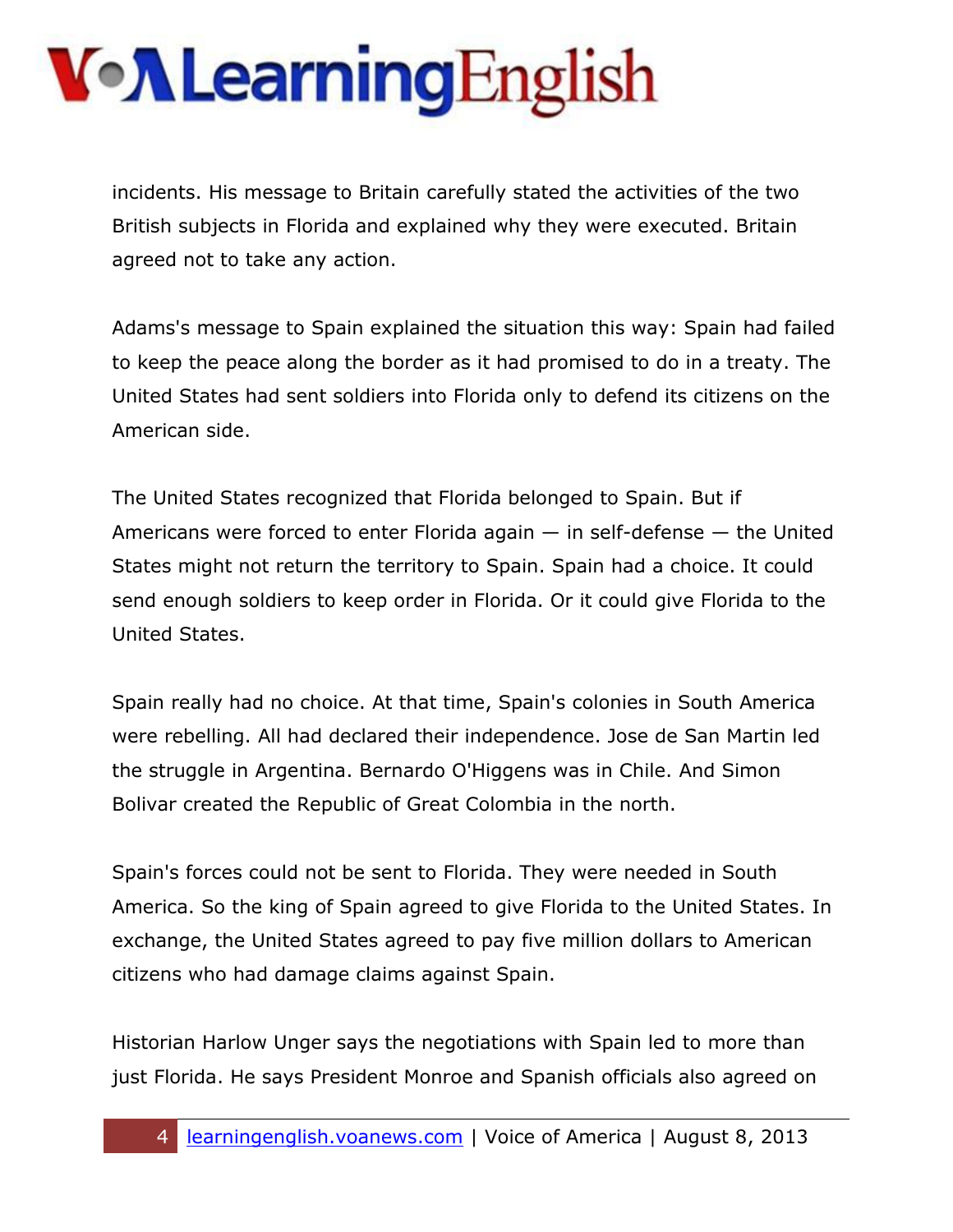incidents. His message to Britain carefully stated the activities of the two British subjects in Florida and explained why they were executed. Britain agreed not to take any action.

Adams's message to Spain explained the situation this way: Spain had failed to keep the peace along the border as it had promised to do in a treaty. The United States had sent soldiers into Florida only to defend its citizens on the American side.

The United States recognized that Florida belonged to Spain. But if Americans were forced to enter Florida again — in self-defense — the United States might not return the territory to Spain. Spain had a choice. It could send enough soldiers to keep order in Florida. Or it could give Florida to the United States.

Spain really had no choice. At that time, Spain's colonies in South America were rebelling. All had declared their independence. Jose de San Martin led the struggle in Argentina. Bernardo O'Higgens was in Chile. And Simon Bolivar created the Republic of Great Colombia in the north.

Spain's forces could not be sent to Florida. They were needed in South America. So the king of Spain agreed to give Florida to the United States. In exchange, the United States agreed to pay five million dollars to American citizens who had damage claims against Spain.

Historian Harlow Unger says the negotiations with Spain led to more than just Florida. He says President Monroe and Spanish officials also agreed on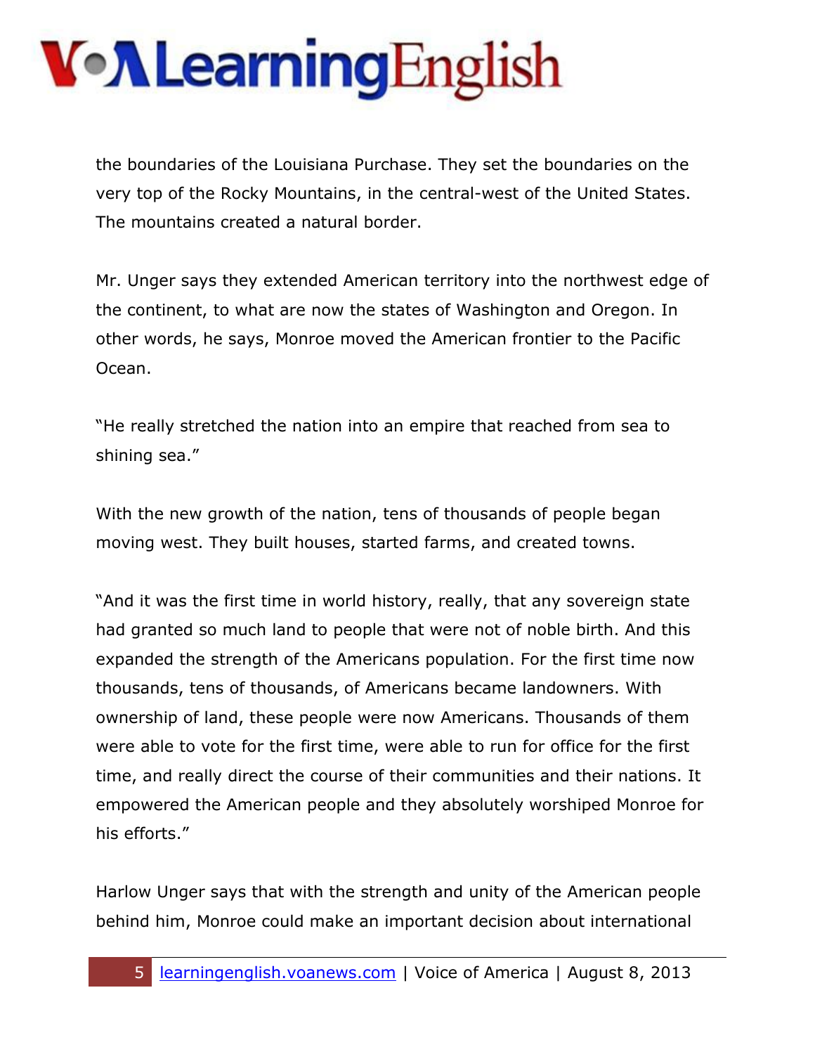the boundaries of the Louisiana Purchase. They set the boundaries on the very top of the Rocky Mountains, in the central-west of the United States. The mountains created a natural border.

Mr. Unger says they extended American territory into the northwest edge of the continent, to what are now the states of Washington and Oregon. In other words, he says, Monroe moved the American frontier to the Pacific Ocean.

"He really stretched the nation into an empire that reached from sea to shining sea."

With the new growth of the nation, tens of thousands of people began moving west. They built houses, started farms, and created towns.

"And it was the first time in world history, really, that any sovereign state had granted so much land to people that were not of noble birth. And this expanded the strength of the Americans population. For the first time now thousands, tens of thousands, of Americans became landowners. With ownership of land, these people were now Americans. Thousands of them were able to vote for the first time, were able to run for office for the first time, and really direct the course of their communities and their nations. It empowered the American people and they absolutely worshiped Monroe for his efforts."

Harlow Unger says that with the strength and unity of the American people behind him, Monroe could make an important decision about international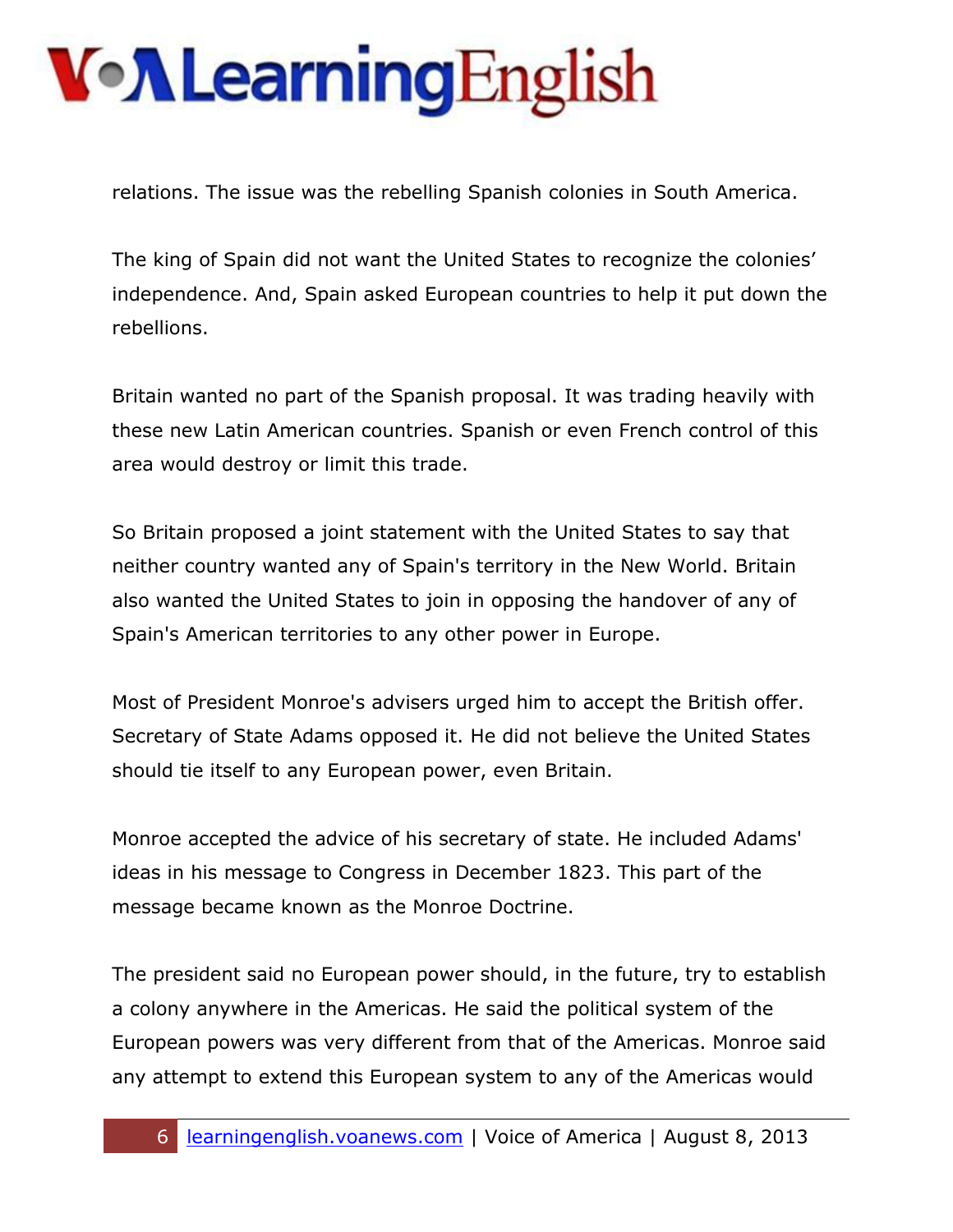relations. The issue was the rebelling Spanish colonies in South America.

The king of Spain did not want the United States to recognize the colonies' independence. And, Spain asked European countries to help it put down the rebellions.

Britain wanted no part of the Spanish proposal. It was trading heavily with these new Latin American countries. Spanish or even French control of this area would destroy or limit this trade.

So Britain proposed a joint statement with the United States to say that neither country wanted any of Spain's territory in the New World. Britain also wanted the United States to join in opposing the handover of any of Spain's American territories to any other power in Europe.

Most of President Monroe's advisers urged him to accept the British offer. Secretary of State Adams opposed it. He did not believe the United States should tie itself to any European power, even Britain.

Monroe accepted the advice of his secretary of state. He included Adams' ideas in his message to Congress in December 1823. This part of the message became known as the Monroe Doctrine.

The president said no European power should, in the future, try to establish a colony anywhere in the Americas. He said the political system of the European powers was very different from that of the Americas. Monroe said any attempt to extend this European system to any of the Americas would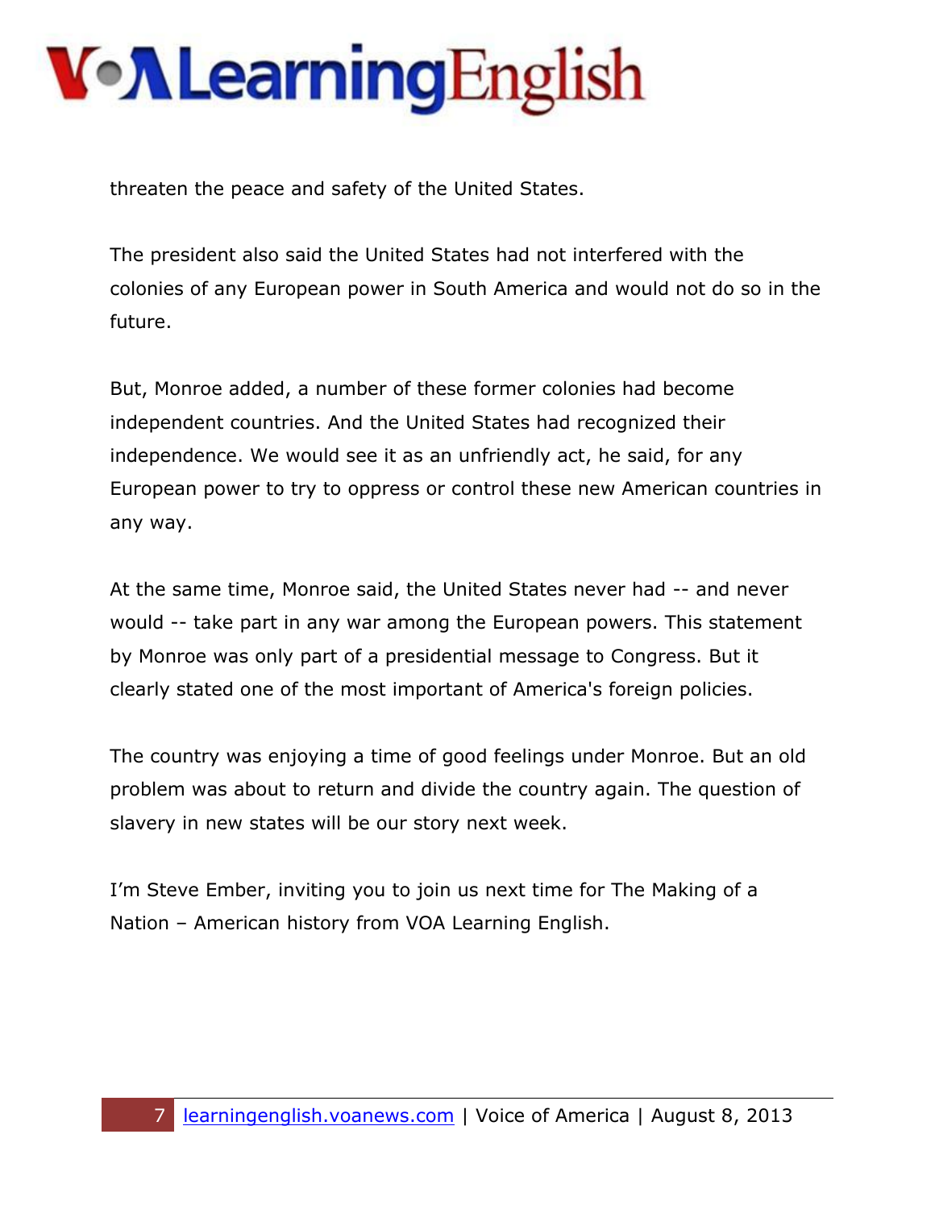threaten the peace and safety of the United States.

The president also said the United States had not interfered with the colonies of any European power in South America and would not do so in the future.

But, Monroe added, a number of these former colonies had become independent countries. And the United States had recognized their independence. We would see it as an unfriendly act, he said, for any European power to try to oppress or control these new American countries in any way.

At the same time, Monroe said, the United States never had -- and never would -- take part in any war among the European powers. This statement by Monroe was only part of a presidential message to Congress. But it clearly stated one of the most important of America's foreign policies.

The country was enjoying a time of good feelings under Monroe. But an old problem was about to return and divide the country again. The question of slavery in new states will be our story next week.

I'm Steve Ember, inviting you to join us next time for The Making of a Nation – American history from VOA Learning English.